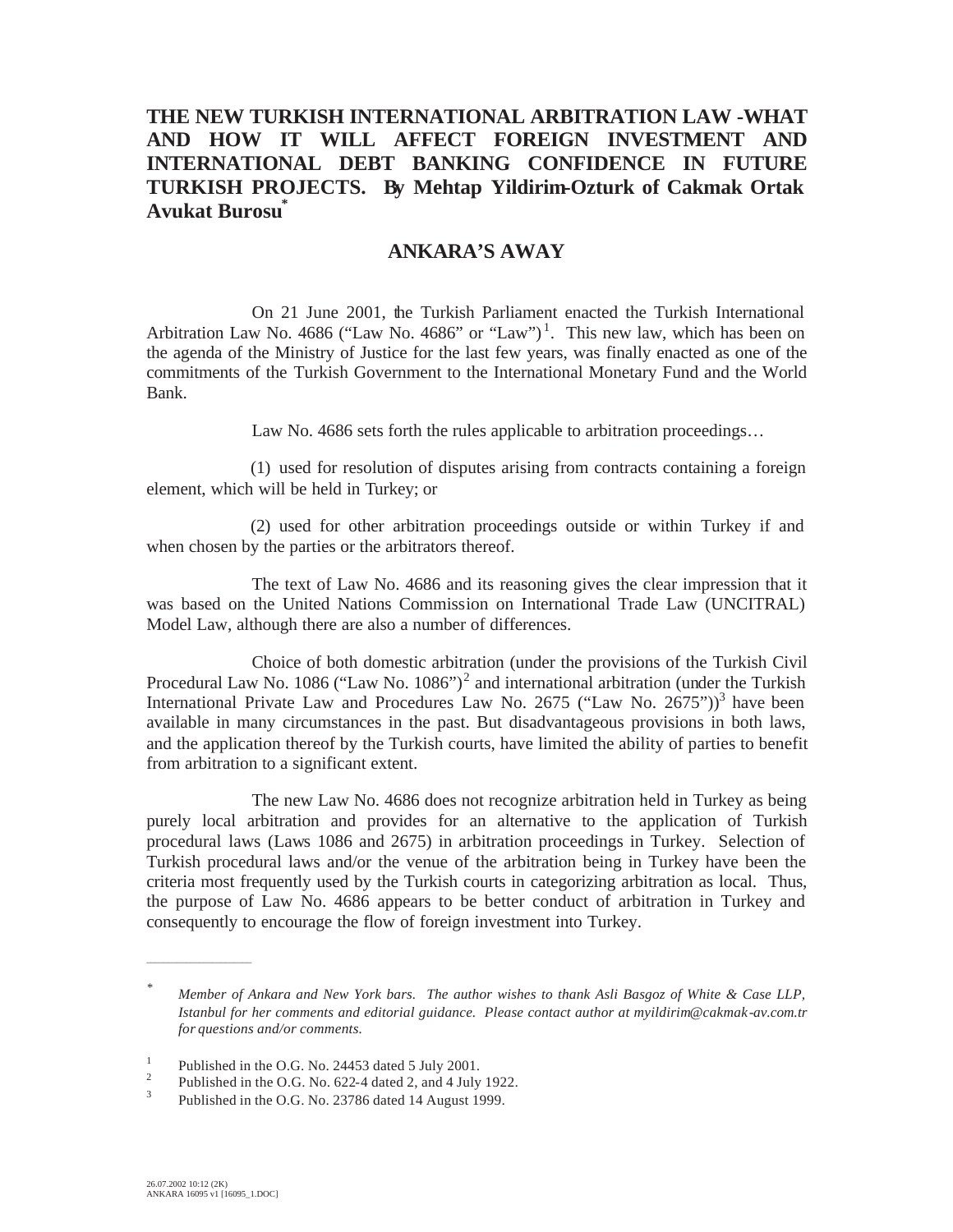# THE NEW TURKISH INTERNATIONAL ARBITRATION LAW -WHAT AND HOW IT WILL AFFECT FOREIGN INVESTMENT AND INTERNATIONAL DEBT BANKING CONFIDENCE IN FUTURE TURKISH PROJECTS. By Mehtap Yildirim-Ozturk of Cakmak Ortak Avukat Burosu[*]

## ANKARA'S AWAY

On 21 June 2001, the Turkish Parliament enacted the Turkish International Arbitration Law No. 4686 ("Law No. 4686" or "Law")[1]. This new law, which has been on the agenda of the Ministry of Justice for the last few years, was finally enacted as one of the commitments of the Turkish Government to the International Monetary Fund and the World Bank.

Law No. 4686 sets forth the rules applicable to arbitration proceedings…

(1) used for resolution of disputes arising from contracts containing a foreign element, which will be held in Turkey; or

(2) used for other arbitration proceedings outside or within Turkey if and when chosen by the parties or the arbitrators thereof.

The text of Law No. 4686 and its reasoning gives the clear impression that it was based on the United Nations Commission on International Trade Law (UNCITRAL) Model Law, although there are also a number of differences.

Choice of both domestic arbitration (under the provisions of the Turkish Civil Procedural Law No. 1086 ("Law No. 1086")[2] and international arbitration (under the Turkish International Private Law and Procedures Law No. 2675 ("Law No. 2675"))[3] have been available in many circumstances in the past. But disadvantageous provisions in both laws, and the application thereof by the Turkish courts, have limited the ability of parties to benefit from arbitration to a significant extent.

The new Law No. 4686 does not recognize arbitration held in Turkey as being purely local arbitration and provides for an alternative to the application of Turkish procedural laws (Laws 1086 and 2675) in arbitration proceedings in Turkey. Selection of Turkish procedural laws and/or the venue of the arbitration being in Turkey have been the criteria most frequently used by the Turkish courts in categorizing arbitration as local. Thus, the purpose of Law No. 4686 appears to be better conduct of arbitration in Turkey and consequently to encourage the flow of foreign investment into Turkey.

---

[*] *Member of Ankara and New York bars. The author wishes to thank Asli Basgoz of White & Case LLP, Istanbul for her comments and editorial guidance. Please contact author at myildirim@cakmak-av.com.tr for questions and/or comments.*

[1] Published in the O.G. No. 24453 dated 5 July 2001.

[2] Published in the O.G. No. 622-4 dated 2, and 4 July 1922.

[3] Published in the O.G. No. 23786 dated 14 August 1999.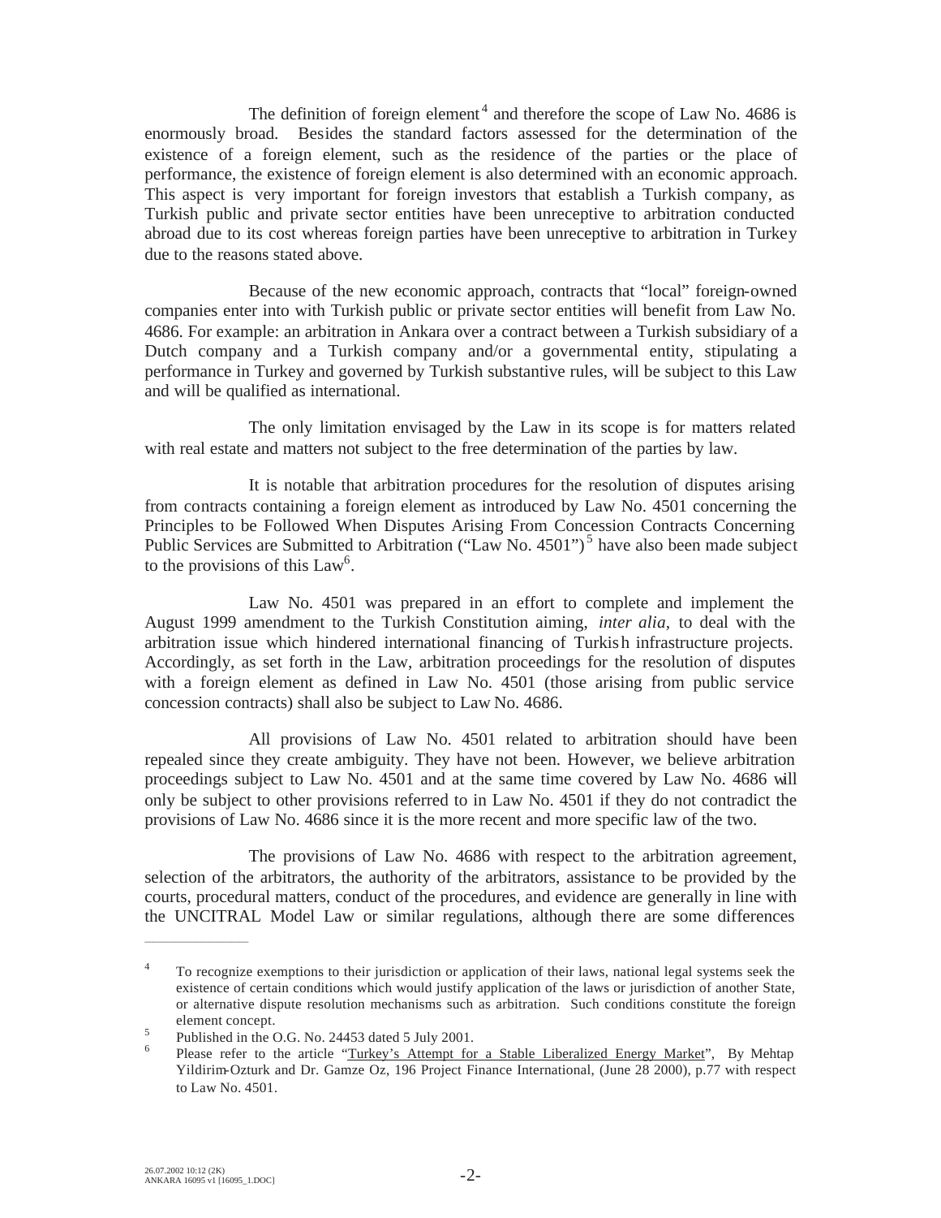The definition of foreign element[4] and therefore the scope of Law No. 4686 is enormously broad. Besides the standard factors assessed for the determination of the existence of a foreign element, such as the residence of the parties or the place of performance, the existence of foreign element is also determined with an economic approach. This aspect is very important for foreign investors that establish a Turkish company, as Turkish public and private sector entities have been unreceptive to arbitration conducted abroad due to its cost whereas foreign parties have been unreceptive to arbitration in Turkey due to the reasons stated above.

Because of the new economic approach, contracts that "local" foreign-owned companies enter into with Turkish public or private sector entities will benefit from Law No. 4686. For example: an arbitration in Ankara over a contract between a Turkish subsidiary of a Dutch company and a Turkish company and/or a governmental entity, stipulating a performance in Turkey and governed by Turkish substantive rules, will be subject to this Law and will be qualified as international.

The only limitation envisaged by the Law in its scope is for matters related with real estate and matters not subject to the free determination of the parties by law.

It is notable that arbitration procedures for the resolution of disputes arising from contracts containing a foreign element as introduced by Law No. 4501 concerning the Principles to be Followed When Disputes Arising From Concession Contracts Concerning Public Services are Submitted to Arbitration ("Law No. 4501")[5] have also been made subject to the provisions of this Law[6].

Law No. 4501 was prepared in an effort to complete and implement the August 1999 amendment to the Turkish Constitution aiming, *inter alia*, to deal with the arbitration issue which hindered international financing of Turkish infrastructure projects. Accordingly, as set forth in the Law, arbitration proceedings for the resolution of disputes with a foreign element as defined in Law No. 4501 (those arising from public service concession contracts) shall also be subject to Law No. 4686.

All provisions of Law No. 4501 related to arbitration should have been repealed since they create ambiguity. They have not been. However, we believe arbitration proceedings subject to Law No. 4501 and at the same time covered by Law No. 4686 will only be subject to other provisions referred to in Law No. 4501 if they do not contradict the provisions of Law No. 4686 since it is the more recent and more specific law of the two.

The provisions of Law No. 4686 with respect to the arbitration agreement, selection of the arbitrators, the authority of the arbitrators, assistance to be provided by the courts, procedural matters, conduct of the procedures, and evidence are generally in line with the UNCITRAL Model Law or similar regulations, although there are some differences

---

[4] To recognize exemptions to their jurisdiction or application of their laws, national legal systems seek the existence of certain conditions which would justify application of the laws or jurisdiction of another State, or alternative dispute resolution mechanisms such as arbitration. Such conditions constitute the foreign element concept.

[5] Published in the O.G. No. 24453 dated 5 July 2001.

[6] Please refer to the article "Turkey's Attempt for a Stable Liberalized Energy Market", By Mehtap Yildirim-Ozturk and Dr. Gamze Oz, 196 Project Finance International, (June 28 2000), p.77 with respect to Law No. 4501.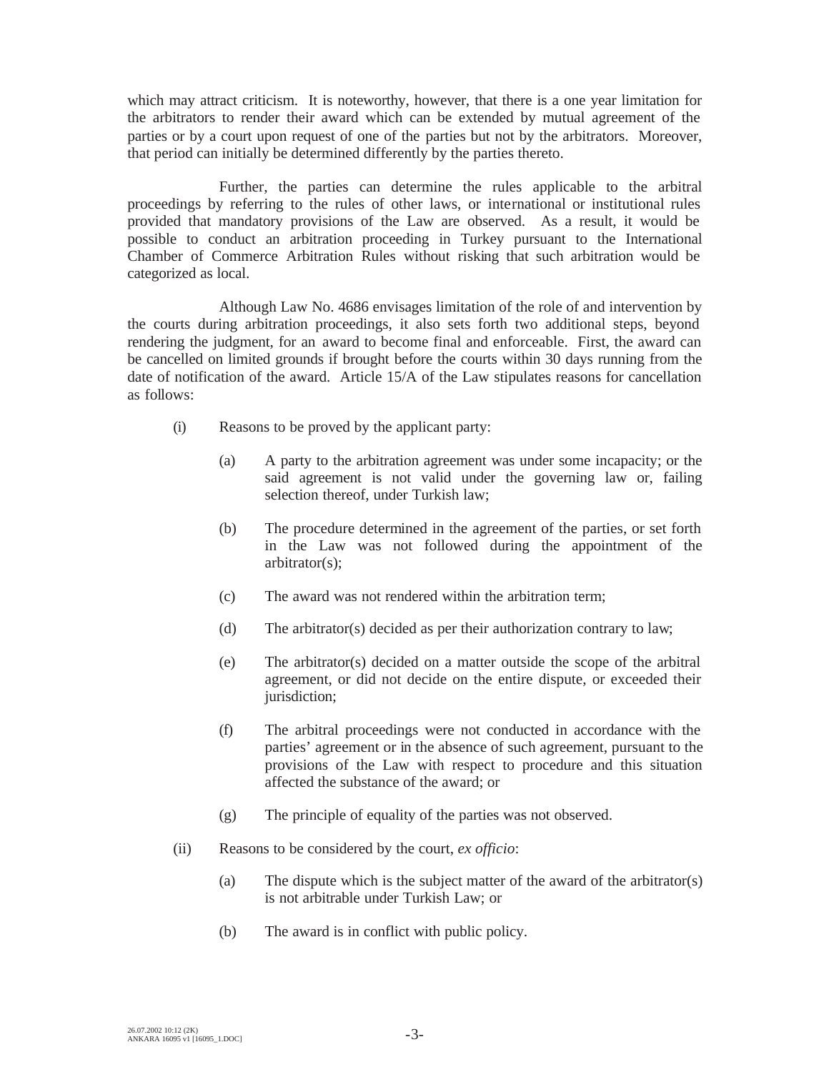which may attract criticism. It is noteworthy, however, that there is a one year limitation for the arbitrators to render their award which can be extended by mutual agreement of the parties or by a court upon request of one of the parties but not by the arbitrators. Moreover, that period can initially be determined differently by the parties thereto.

Further, the parties can determine the rules applicable to the arbitral proceedings by referring to the rules of other laws, or international or institutional rules provided that mandatory provisions of the Law are observed. As a result, it would be possible to conduct an arbitration proceeding in Turkey pursuant to the International Chamber of Commerce Arbitration Rules without risking that such arbitration would be categorized as local.

Although Law No. 4686 envisages limitation of the role of and intervention by the courts during arbitration proceedings, it also sets forth two additional steps, beyond rendering the judgment, for an award to become final and enforceable. First, the award can be cancelled on limited grounds if brought before the courts within 30 days running from the date of notification of the award. Article 15/A of the Law stipulates reasons for cancellation as follows:

(i) Reasons to be proved by the applicant party:

(a) A party to the arbitration agreement was under some incapacity; or the said agreement is not valid under the governing law or, failing selection thereof, under Turkish law;

(b) The procedure determined in the agreement of the parties, or set forth in the Law was not followed during the appointment of the arbitrator(s);

(c) The award was not rendered within the arbitration term;

(d) The arbitrator(s) decided as per their authorization contrary to law;

(e) The arbitrator(s) decided on a matter outside the scope of the arbitral agreement, or did not decide on the entire dispute, or exceeded their jurisdiction;

(f) The arbitral proceedings were not conducted in accordance with the parties' agreement or in the absence of such agreement, pursuant to the provisions of the Law with respect to procedure and this situation affected the substance of the award; or

(g) The principle of equality of the parties was not observed.

(ii) Reasons to be considered by the court, *ex officio*:

(a) The dispute which is the subject matter of the award of the arbitrator(s) is not arbitrable under Turkish Law; or

(b) The award is in conflict with public policy.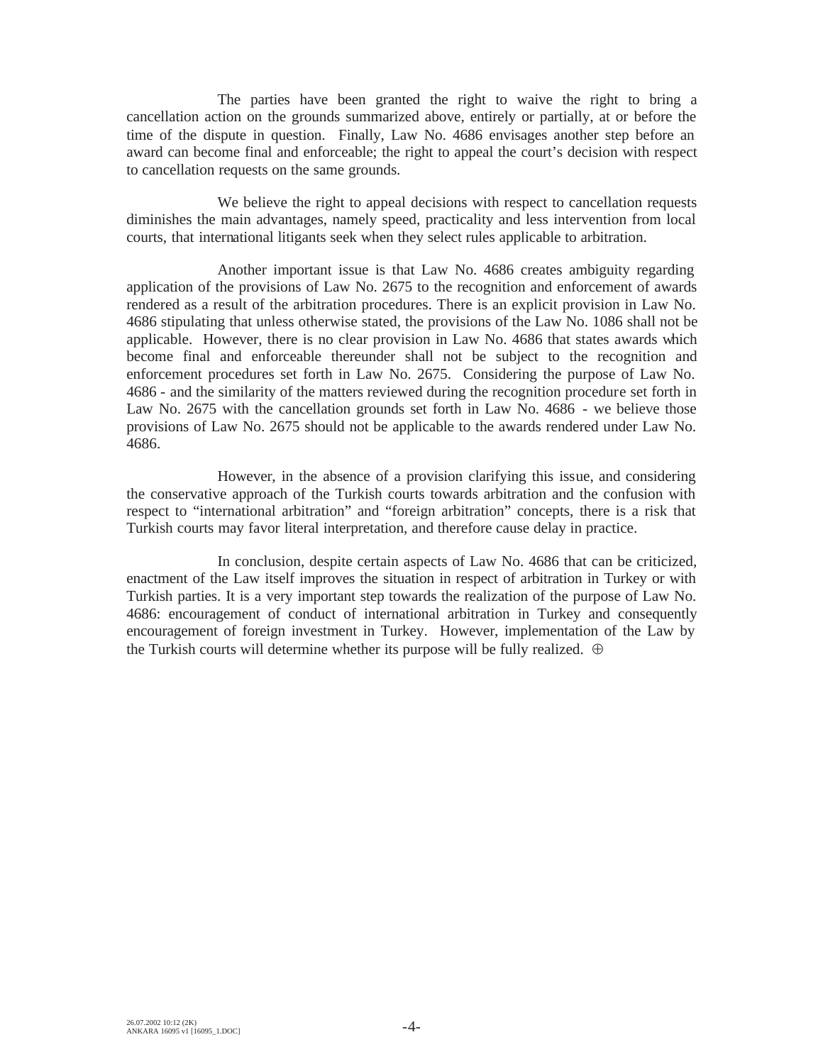The parties have been granted the right to waive the right to bring a cancellation action on the grounds summarized above, entirely or partially, at or before the time of the dispute in question. Finally, Law No. 4686 envisages another step before an award can become final and enforceable; the right to appeal the court's decision with respect to cancellation requests on the same grounds.

We believe the right to appeal decisions with respect to cancellation requests diminishes the main advantages, namely speed, practicality and less intervention from local courts, that international litigants seek when they select rules applicable to arbitration.

Another important issue is that Law No. 4686 creates ambiguity regarding application of the provisions of Law No. 2675 to the recognition and enforcement of awards rendered as a result of the arbitration procedures. There is an explicit provision in Law No. 4686 stipulating that unless otherwise stated, the provisions of the Law No. 1086 shall not be applicable. However, there is no clear provision in Law No. 4686 that states awards which become final and enforceable thereunder shall not be subject to the recognition and enforcement procedures set forth in Law No. 2675. Considering the purpose of Law No. 4686 - and the similarity of the matters reviewed during the recognition procedure set forth in Law No. 2675 with the cancellation grounds set forth in Law No. 4686 - we believe those provisions of Law No. 2675 should not be applicable to the awards rendered under Law No. 4686.

However, in the absence of a provision clarifying this issue, and considering the conservative approach of the Turkish courts towards arbitration and the confusion with respect to "international arbitration" and "foreign arbitration" concepts, there is a risk that Turkish courts may favor literal interpretation, and therefore cause delay in practice.

In conclusion, despite certain aspects of Law No. 4686 that can be criticized, enactment of the Law itself improves the situation in respect of arbitration in Turkey or with Turkish parties. It is a very important step towards the realization of the purpose of Law No. 4686: encouragement of conduct of international arbitration in Turkey and consequently encouragement of foreign investment in Turkey. However, implementation of the Law by the Turkish courts will determine whether its purpose will be fully realized. ⊕